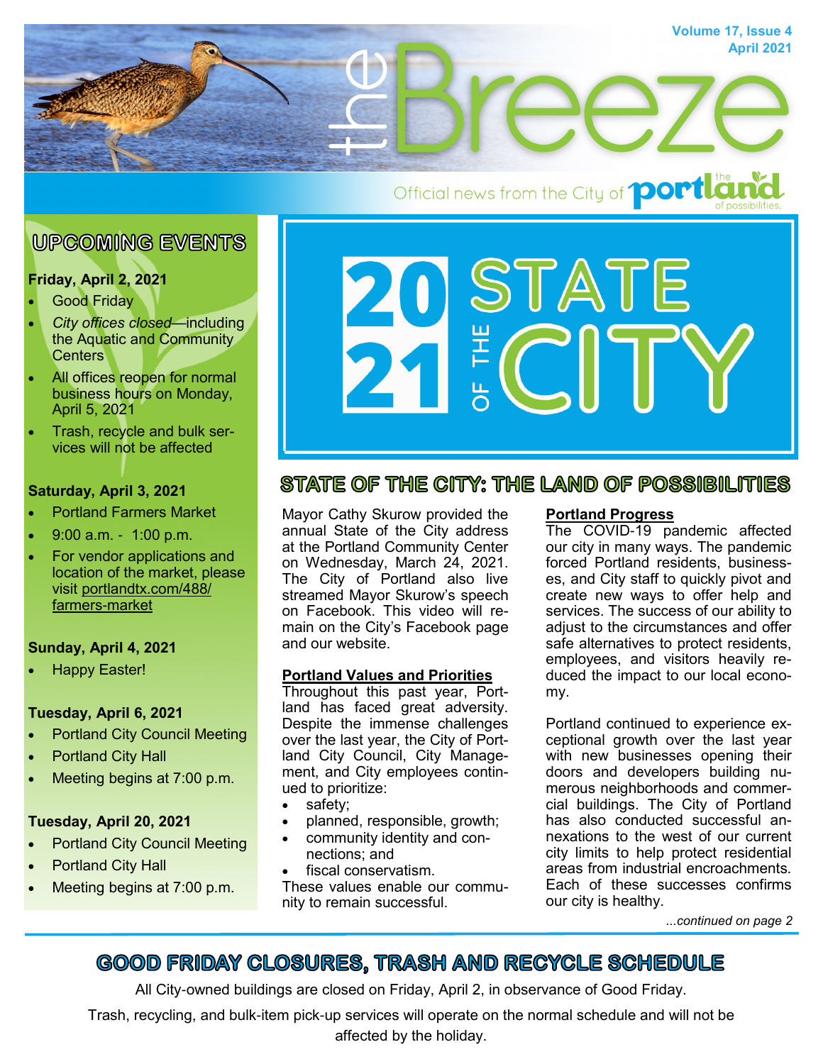# the Breeze

Volume 17, Issue 4
April 2021

Official news from the City of Portland — the land of possibilities.

## UPCOMING EVENTS

**Friday, April 2, 2021**

- Good Friday
- *City offices closed*—including the Aquatic and Community Centers
- All offices reopen for normal business hours on Monday, April 5, 2021
- Trash, recycle and bulk services will not be affected

**Saturday, April 3, 2021**

- Portland Farmers Market
- 9:00 a.m. - 1:00 p.m.
- For vendor applications and location of the market, please visit portlandtx.com/488/farmers-market

**Sunday, April 4, 2021**

- Happy Easter!

**Tuesday, April 6, 2021**

- Portland City Council Meeting
- Portland City Hall
- Meeting begins at 7:00 p.m.

**Tuesday, April 20, 2021**

- Portland City Council Meeting
- Portland City Hall
- Meeting begins at 7:00 p.m.

## 2021 STATE OF THE CITY

## STATE OF THE CITY: THE LAND OF POSSIBILITIES

Mayor Cathy Skurow provided the annual State of the City address at the Portland Community Center on Wednesday, March 24, 2021. The City of Portland also live streamed Mayor Skurow's speech on Facebook. This video will remain on the City's Facebook page and our website.

**Portland Values and Priorities**

Throughout this past year, Portland has faced great adversity. Despite the immense challenges over the last year, the City of Portland City Council, City Management, and City employees continued to prioritize:

- safety;
- planned, responsible, growth;
- community identity and connections; and
- fiscal conservatism.

These values enable our community to remain successful.

**Portland Progress**

The COVID-19 pandemic affected our city in many ways. The pandemic forced Portland residents, businesses, and City staff to quickly pivot and create new ways to offer help and services. The success of our ability to adjust to the circumstances and offer safe alternatives to protect residents, employees, and visitors heavily reduced the impact to our local economy.

Portland continued to experience exceptional growth over the last year with new businesses opening their doors and developers building numerous neighborhoods and commercial buildings. The City of Portland has also conducted successful annexations to the west of our current city limits to help protect residential areas from industrial encroachments. Each of these successes confirms our city is healthy.

*...continued on page 2*

## GOOD FRIDAY CLOSURES, TRASH AND RECYCLE SCHEDULE

All City-owned buildings are closed on Friday, April 2, in observance of Good Friday.

Trash, recycling, and bulk-item pick-up services will operate on the normal schedule and will not be affected by the holiday.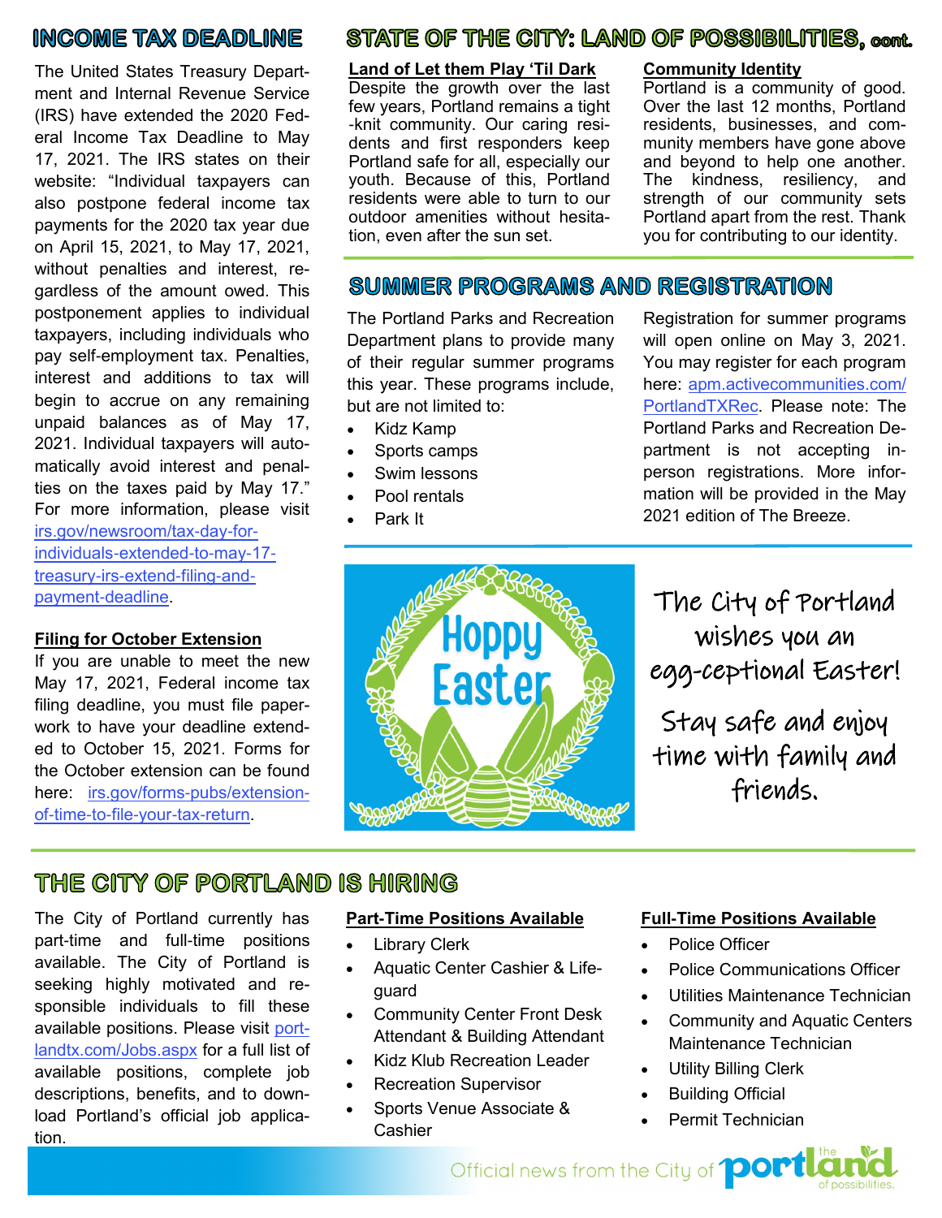## INCOME TAX DEADLINE

The United States Treasury Department and Internal Revenue Service (IRS) have extended the 2020 Federal Income Tax Deadline to May 17, 2021. The IRS states on their website: "Individual taxpayers can also postpone federal income tax payments for the 2020 tax year due on April 15, 2021, to May 17, 2021, without penalties and interest, regardless of the amount owed. This postponement applies to individual taxpayers, including individuals who pay self-employment tax. Penalties, interest and additions to tax will begin to accrue on any remaining unpaid balances as of May 17, 2021. Individual taxpayers will automatically avoid interest and penalties on the taxes paid by May 17." For more information, please visit irs.gov/newsroom/tax-day-for-individuals-extended-to-may-17-treasury-irs-extend-filing-and-payment-deadline.

**Filing for October Extension**

If you are unable to meet the new May 17, 2021, Federal income tax filing deadline, you must file paperwork to have your deadline extended to October 15, 2021. Forms for the October extension can be found here: irs.gov/forms-pubs/extension-of-time-to-file-your-tax-return.

## STATE OF THE CITY: LAND OF POSSIBILITIES, cont.

**Land of Let them Play 'Til Dark**

Despite the growth over the last few years, Portland remains a tight-knit community. Our caring residents and first responders keep Portland safe for all, especially our youth. Because of this, Portland residents were able to turn to our outdoor amenities without hesitation, even after the sun set.

**Community Identity**

Portland is a community of good. Over the last 12 months, Portland residents, businesses, and community members have gone above and beyond to help one another. The kindness, resiliency, and strength of our community sets Portland apart from the rest. Thank you for contributing to our identity.

## SUMMER PROGRAMS AND REGISTRATION

The Portland Parks and Recreation Department plans to provide many of their regular summer programs this year. These programs include, but are not limited to:

- Kidz Kamp
- Sports camps
- Swim lessons
- Pool rentals
- Park It

Registration for summer programs will open online on May 3, 2021. You may register for each program here: apm.activecommunities.com/PortlandTXRec. Please note: The Portland Parks and Recreation Department is not accepting in-person registrations. More information will be provided in the May 2021 edition of The Breeze.

Hoppy Easter

The City of Portland wishes you an egg-ceptional Easter!

Stay safe and enjoy time with family and friends.

## THE CITY OF PORTLAND IS HIRING

The City of Portland currently has part-time and full-time positions available. The City of Portland is seeking highly motivated and responsible individuals to fill these available positions. Please visit portlandtx.com/Jobs.aspx for a full list of available positions, complete job descriptions, benefits, and to download Portland's official job application.

**Part-Time Positions Available**

- Library Clerk
- Aquatic Center Cashier & Lifeguard
- Community Center Front Desk Attendant & Building Attendant
- Kidz Klub Recreation Leader
- Recreation Supervisor
- Sports Venue Associate & Cashier

**Full-Time Positions Available**

- Police Officer
- Police Communications Officer
- Utilities Maintenance Technician
- Community and Aquatic Centers Maintenance Technician
- Utility Billing Clerk
- Building Official
- Permit Technician